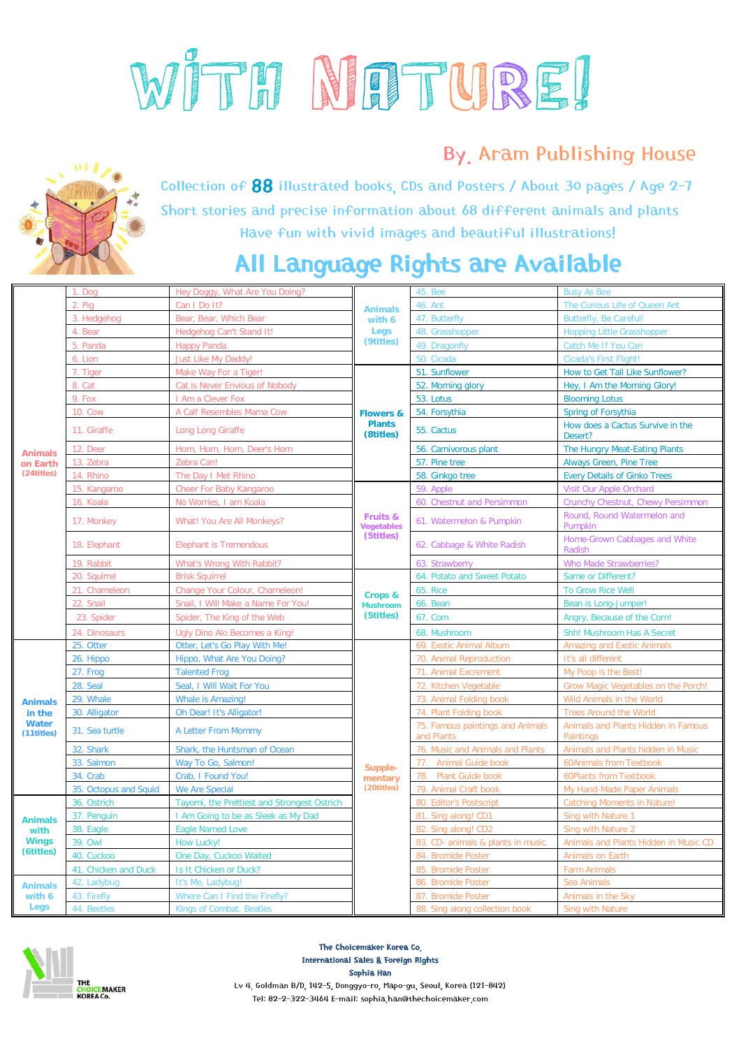# WITH NATURE!

## By. Aram Publishing House

Collection of **88** illustrated books, CDs and Posters / About 30 pages / Age 2-7

Short stories and precise information about 68 different animals and plants

Have fun with vivid images and beautiful illustrations!

## All Language Rights are Available

| Category | No. | Title | Category | No. | Title |
|---|---|---|---|---|---|
| Animals on Earth (24titles) | 1. Dog | Hey Doggy, What Are You Doing? | Animals with 6 Legs (9titles) | 45. Bee | Busy As Bee |
| | 2. Pig | Can I Do It? | | 46. Ant | The Curious Life of Queen Ant |
| | 3. Hedgehog | Bear, Bear, Which Bear | | 47. Butterfly | Butterfly, Be Careful! |
| | 4. Bear | Hedgehog Can't Stand It! | | 48. Grasshopper | Hopping Little Grasshopper |
| | 5. Panda | Happy Panda | | 49. Dragonfly | Catch Me If You Can |
| | 6. Lion | Just Like My Daddy! | | 50. Cicada | Cicada's First Flight! |
| | 7. Tiger | Make Way For a Tiger! | Flowers & Plants (8titles) | 51. Sunflower | How to Get Tall Like Sunflower? |
| | 8. Cat | Cat is Never Envious of Nobody | | 52. Morning glory | Hey, I Am the Morning Glory! |
| | 9. Fox | I Am a Clever Fox | | 53. Lotus | Blooming Lotus |
| | 10. Cow | A Calf Resembles Mama Cow | | 54. Forsythia | Spring of Forsythia |
| | 11. Giraffe | Long Long Giraffe | | 55. Cactus | How does a Cactus Survive in the Desert? |
| | 12. Deer | Horn, Horn, Horn, Deer's Horn | | 56. Carnivorous plant | The Hungry Meat-Eating Plants |
| | 13. Zebra | Zebra Can! | | 57. Pine tree | Always Green, Pine Tree |
| | 14. Rhino | The Day I Met Rhino | | 58. Ginkgo tree | Every Details of Ginko Trees |
| | 15. Kangaroo | Cheer For Baby Kangaroo | Fruits & Vegetables (5titles) | 59. Apple | Visit Our Apple Orchard |
| | 16. Koala | No Worries, I am Koala | | 60. Chestnut and Persimmon | Crunchy Chestnut, Chewy Persimmon |
| | 17. Monkey | What! You Are All Monkeys? | | 61. Watermelon & Pumpkin | Round, Round Watermelon and Pumpkin |
| | 18. Elephant | Elephant is Tremendous | | 62. Cabbage & White Radish | Home-Grown Cabbages and White Radish |
| | 19. Rabbit | What's Wrong With Rabbit? | | 63. Strawberry | Who Made Strawberries? |
| | 20. Squirrel | Brisk Squirrel | Crops & Mushroom (5titles) | 64. Potato and Sweet Potato | Same or Different? |
| | 21. Chameleon | Change Your Colour, Chameleon! | | 65. Rice | To Grow Rice Well |
| | 22. Snail | Snail, I Will Make a Name For You! | | 66. Bean | Bean is Long-Jumper! |
| | 23. Spider | Spider, The King of the Web | | 67. Corn | Angry, Because of the Corn! |
| | 24. Dinosaurs | Ugly Dino Also Becomes a King! | | 68. Mushroom | Shh! Mushroom Has A Secret |
| Animals in the Water (11titles) | 25. Otter | Otter, Let's Go Play With Me! | Supple-mentary (20titles) | 69. Exotic Animal Album | Amazing and Exotic Animals |
| | 26. Hippo | Hippo, What Are You Doing? | | 70. Animal Reproduction | It's all different |
| | 27. Frog | Talented Frog | | 71. Animal Excrement | My Poop is the Best! |
| | 28. Seal | Seal, I Will Wait For You | | 72. Kitchen Vegetable | Grow Magic Vegetables on the Porch! |
| | 29. Whale | Whale is Amazing! | | 73. Animal Folding book | Wild Animals in the World |
| | 30. Alligator | Oh Dear! It's Alligator! | | 74. Plant Folding book | Trees Around the World |
| | 31. Sea turtle | A Letter From Mommy | | 75. Famous paintings and Animals and Plants | Animals and Plants Hidden in Famous Paintings |
| | 32. Shark | Shark, the Huntsman of Ocean | | 76. Music and Animals and Plants | Animals and Plants hidden in Music |
| | 33. Salmon | Way To Go, Salmon! | | 77. Animal Guide book | 60Animals from Textbook |
| | 34. Crab | Crab, I Found You! | | 78. Plant Guide book | 60Plants from Textbook |
| | 35. Octopus and Squid | We Are Special | | 79. Animal Craft book | My Hand-Made Paper Animals |
| Animals with Wings (6titles) | 36. Ostrich | Tayomi, the Prettiest and Strongest Ostrich | | 80. Editor's Postscript | Catching Moments in Nature! |
| | 37. Penguin | I Am Going to be as Sleek as My Dad | | 81. Sing along! CD1 | Sing with Nature 1 |
| | 38. Eagle | Eagle Named Love | | 82. Sing along! CD2 | Sing with Nature 2 |
| | 39. Owl | How Lucky! | | 83. CD- animals & plants in music. | Animals and Plants Hidden in Music CD |
| | 40. Cuckoo | One Day, Cuckoo Waited | | 84. Bromide Poster | Animals on Earth |
| | 41. Chicken and Duck | Is It Chicken or Duck? | | 85. Bromide Poster | Farm Animals |
| Animals with 6 Legs | 42. Ladybug | It's Me, Ladybug! | | 86. Bromide Poster | Sea Animals |
| | 43. Firefly | Where Can I Find the Firefly? | | 87. Bromide Poster | Animals in the Sky |
| | 44. Beetles | Kings of Combat, Beatles | | 88. Sing along collection book | Sing with Nature |

THE CHOICEMAKER KOREA Co.

The Choicemaker Korea Co.
International Sales & Foreign Rights
Sophia Han
Lv 4, Goldman B/D, 142-5, Donggyo-ro, Mapo-gu, Seoul, Korea (121-842)
Tel: 82-2-322-3464 E-mail: sophia.han@thechoicemaker.com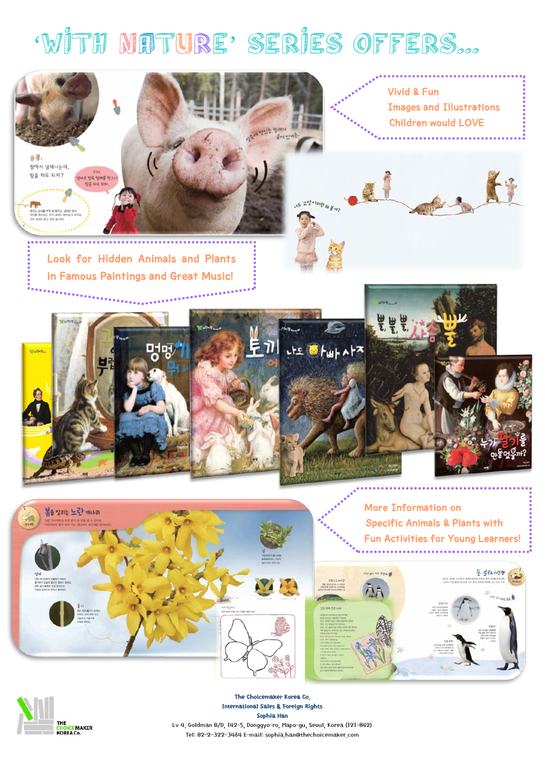# 'WITH NATURE' SERIES OFFERS...

Vivid & Fun
Images and Illustrations
Children would LOVE

Look for Hidden Animals and Plants
in Famous Paintings and Great Music!

More Information on
Specific Animals & Plants with
Fun Activities for Young Learners!

THE CHOICEMAKER KOREA Co.

The Choicemaker Korea Co.
International Sales & Foreign Rights
Sophia Han
Lv 4, Goldman B/D, 142-5, Donggyo-ro, Mapo-gu, Seoul, Korea (121-842)
Tel: 82-2-322-3464 E-mail: sophia.han@thechoicemaker.com